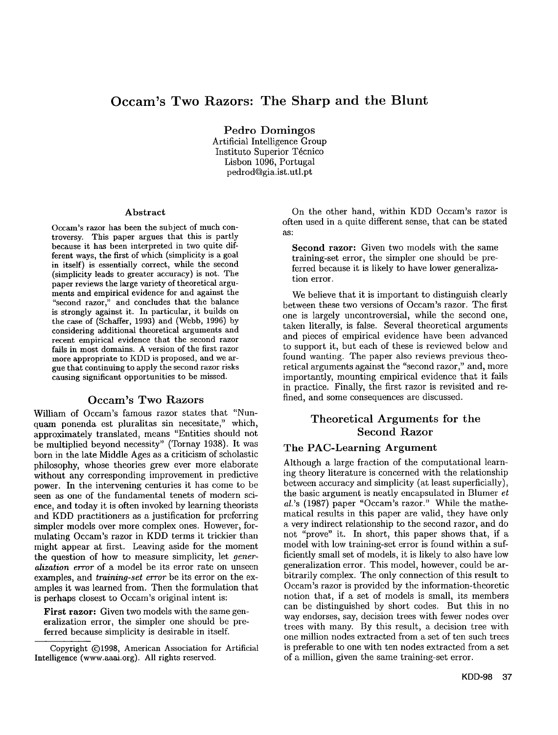# Occam's Two Razors: The Sharp and the Blunt

**Pedro Domingos**
Artificial Intelligence Group
Instituto Superior Técnico
Lisbon 1096, Portugal
pedrod@gia.ist.utl.pt

### Abstract

Occam's razor has been the subject of much controversy. This paper argues that this is partly because it has been interpreted in two quite different ways, the first of which (simplicity is a goal in itself) is essentially correct, while the second (simplicity leads to greater accuracy) is not. The paper reviews the large variety of theoretical arguments and empirical evidence for and against the "second razor," and concludes that the balance is strongly against it. In particular, it builds on the case of (Schaffer, 1993) and (Webb, 1996) by considering additional theoretical arguments and recent empirical evidence that the second razor fails in most domains. A version of the first razor more appropriate to KDD is proposed, and we argue that continuing to apply the second razor risks causing significant opportunities to be missed.

## Occam's Two Razors

William of Occam's famous razor states that "Nunquam ponenda est pluralitas sin necesitate," which, approximately translated, means "Entities should not be multiplied beyond necessity" (Tornay 1938). It was born in the late Middle Ages as a criticism of scholastic philosophy, whose theories grew ever more elaborate without any corresponding improvement in predictive power. In the intervening centuries it has come to be seen as one of the fundamental tenets of modern science, and today it is often invoked by learning theorists and KDD practitioners as a justification for preferring simpler models over more complex ones. However, formulating Occam's razor in KDD terms it trickier than might appear at first. Leaving aside for the moment the question of how to measure simplicity, let *generalization error* of a model be its error rate on unseen examples, and *training-set error* be its error on the examples it was learned from. Then the formulation that is perhaps closest to Occam's original intent is:

**First razor:** Given two models with the same generalization error, the simpler one should be preferred because simplicity is desirable in itself.

On the other hand, within KDD Occam's razor is often used in a quite different sense, that can be stated as:

**Second razor:** Given two models with the same training-set error, the simpler one should be preferred because it is likely to have lower generalization error.

We believe that it is important to distinguish clearly between these two versions of Occam's razor. The first one is largely uncontroversial, while the second one, taken literally, is false. Several theoretical arguments and pieces of empirical evidence have been advanced to support it, but each of these is reviewed below and found wanting. The paper also reviews previous theoretical arguments against the "second razor," and, more importantly, mounting empirical evidence that it fails in practice. Finally, the first razor is revisited and refined, and some consequences are discussed.

## Theoretical Arguments for the Second Razor

### The PAC-Learning Argument

Although a large fraction of the computational learning theory literature is concerned with the relationship between accuracy and simplicity (at least superficially), the basic argument is neatly encapsulated in Blumer *et al.*'s (1987) paper "Occam's razor." While the mathematical results in this paper are valid, they have only a very indirect relationship to the second razor, and do not "prove" it. In short, this paper shows that, if a model with low training-set error is found within a sufficiently small set of models, it is likely to also have low generalization error. This model, however, could be arbitrarily complex. The only connection of this result to Occam's razor is provided by the information-theoretic notion that, if a set of models is small, its members can be distinguished by short codes. But this in no way endorses, say, decision trees with fewer nodes over trees with many. By this result, a decision tree with one million nodes extracted from a set of ten such trees is preferable to one with ten nodes extracted from a set of a million, given the same training-set error.

Copyright ©1998, American Association for Artificial Intelligence (www.aaai.org). All rights reserved.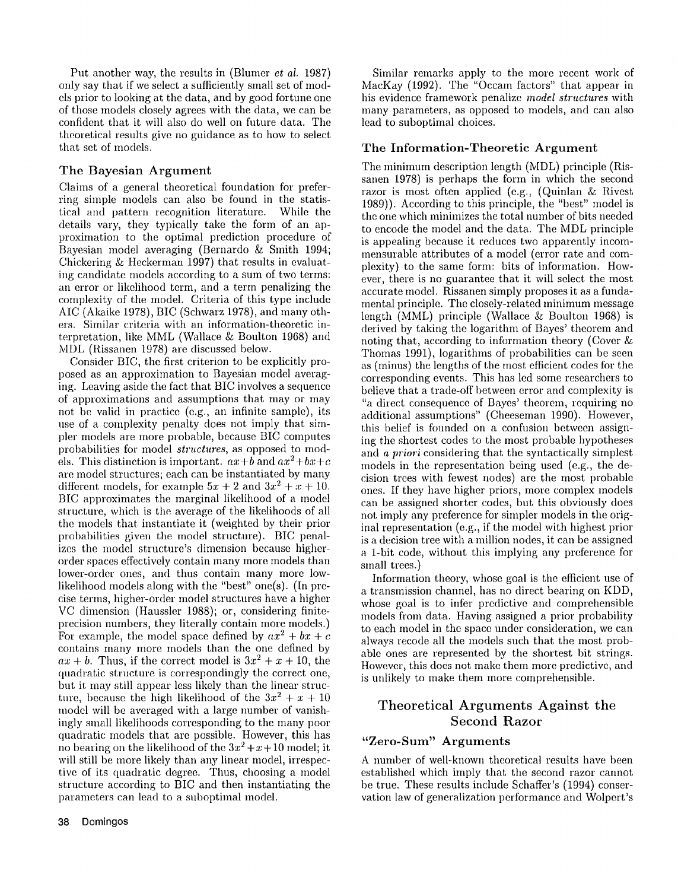Put another way, the results in (Blumer *et al.* 1987) only say that if we select a sufficiently small set of models prior to looking at the data, and by good fortune one of those models closely agrees with the data, we can be confident that it will also do well on future data. The theoretical results give no guidance as to how to select that set of models.

### The Bayesian Argument

Claims of a general theoretical foundation for preferring simple models can also be found in the statistical and pattern recognition literature. While the details vary, they typically take the form of an approximation to the optimal prediction procedure of Bayesian model averaging (Bernardo & Smith 1994; Chickering & Heckerman 1997) that results in evaluating candidate models according to a sum of two terms: an error or likelihood term, and a term penalizing the complexity of the model. Criteria of this type include AIC (Akaike 1978), BIC (Schwarz 1978), and many others. Similar criteria with an information-theoretic interpretation, like MML (Wallace & Boulton 1968) and MDL (Rissanen 1978) are discussed below.

Consider BIC, the first criterion to be explicitly proposed as an approximation to Bayesian model averaging. Leaving aside the fact that BIC involves a sequence of approximations and assumptions that may or may not be valid in practice (e.g., an infinite sample), its use of a complexity penalty does not imply that simpler models are more probable, because BIC computes probabilities for model *structures*, as opposed to models. This distinction is important. $ax+b$ and $ax^2+bx+c$ are model structures; each can be instantiated by many different models, for example $5x+2$ and $3x^2+x+10$. BIC approximates the marginal likelihood of a model structure, which is the average of the likelihoods of all the models that instantiate it (weighted by their prior probabilities given the model structure). BIC penalizes the model structure's dimension because higher-order spaces effectively contain many more models than lower-order ones, and thus contain many more low-likelihood models along with the "best" one(s). (In precise terms, higher-order model structures have a higher VC dimension (Haussler 1988); or, considering finite-precision numbers, they literally contain more models.) For example, the model space defined by $ax^2+bx+c$ contains many more models than the one defined by $ax+b$. Thus, if the correct model is $3x^2+x+10$, the quadratic structure is correspondingly the correct one, but it may still appear less likely than the linear structure, because the high likelihood of the $3x^2+x+10$ model will be averaged with a large number of vanishingly small likelihoods corresponding to the many poor quadratic models that are possible. However, this has no bearing on the likelihood of the $3x^2+x+10$ model; it will still be more likely than any linear model, irrespective of its quadratic degree. Thus, choosing a model structure according to BIC and then instantiating the parameters can lead to a suboptimal model.

Similar remarks apply to the more recent work of MacKay (1992). The "Occam factors" that appear in his evidence framework penalize *model structures* with many parameters, as opposed to models, and can also lead to suboptimal choices.

### The Information-Theoretic Argument

The minimum description length (MDL) principle (Rissanen 1978) is perhaps the form in which the second razor is most often applied (e.g., (Quinlan & Rivest 1989)). According to this principle, the "best" model is the one which minimizes the total number of bits needed to encode the model and the data. The MDL principle is appealing because it reduces two apparently incommensurable attributes of a model (error rate and complexity) to the same form: bits of information. However, there is no guarantee that it will select the most accurate model. Rissanen simply proposes it as a fundamental principle. The closely-related minimum message length (MML) principle (Wallace & Boulton 1968) is derived by taking the logarithm of Bayes' theorem and noting that, according to information theory (Cover & Thomas 1991), logarithms of probabilities can be seen as (minus) the lengths of the most efficient codes for the corresponding events. This has led some researchers to believe that a trade-off between error and complexity is "a direct consequence of Bayes' theorem, requiring no additional assumptions" (Cheeseman 1990). However, this belief is founded on a confusion between assigning the shortest codes to the most probable hypotheses and *a priori* considering that the syntactically simplest models in the representation being used (e.g., the decision trees with fewest nodes) are the most probable ones. If they have higher priors, more complex models can be assigned shorter codes, but this obviously does not imply any preference for simpler models in the original representation (e.g., if the model with highest prior is a decision tree with a million nodes, it can be assigned a 1-bit code, without this implying any preference for small trees.)

Information theory, whose goal is the efficient use of a transmission channel, has no direct bearing on KDD, whose goal is to infer predictive and comprehensible models from data. Having assigned a prior probability to each model in the space under consideration, we can always recode all the models such that the most probable ones are represented by the shortest bit strings. However, this does not make them more predictive, and is unlikely to make them more comprehensible.

## Theoretical Arguments Against the Second Razor

### "Zero-Sum" Arguments

A number of well-known theoretical results have been established which imply that the second razor cannot be true. These results include Schaffer's (1994) conservation law of generalization performance and Wolpert's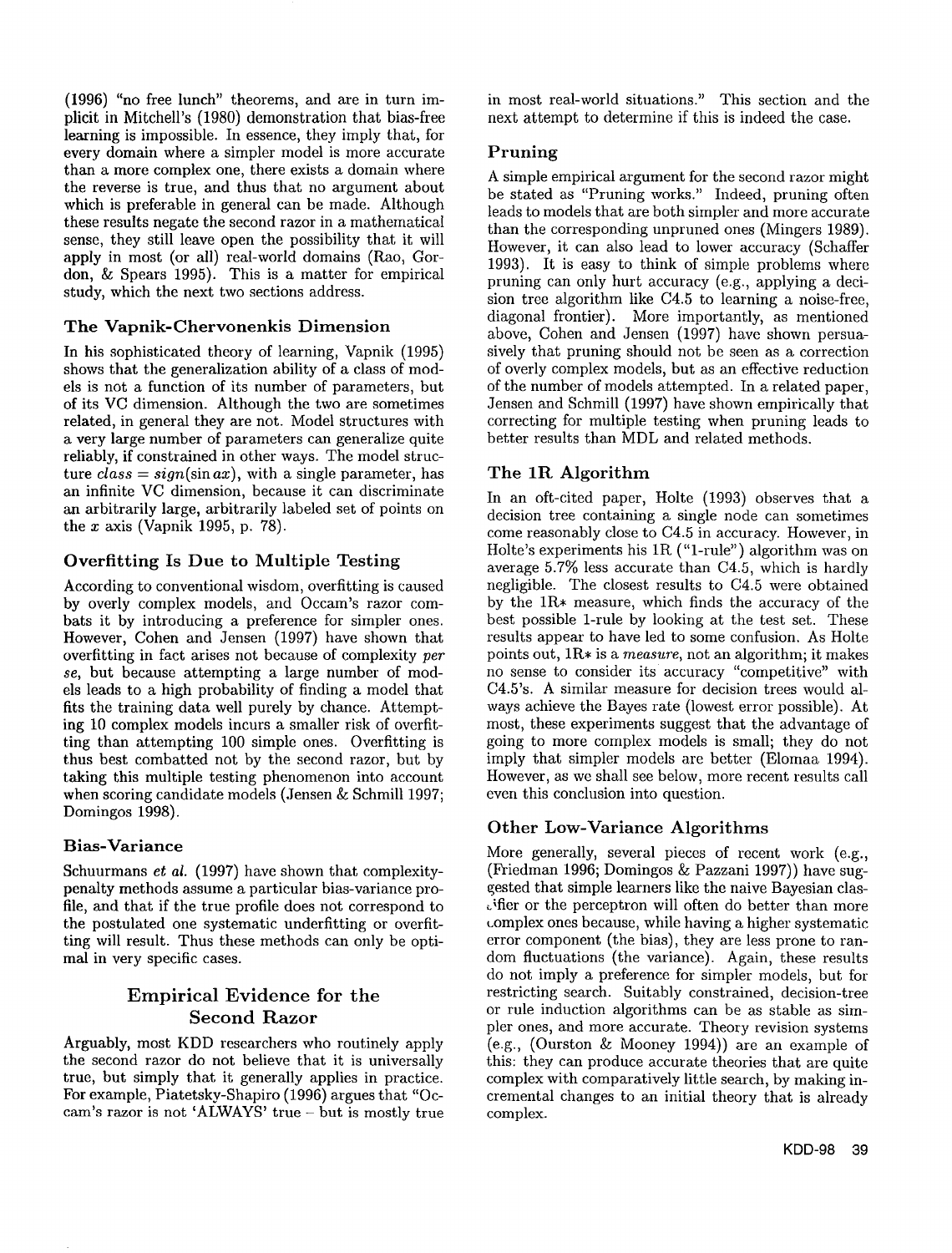(1996) "no free lunch" theorems, and are in turn implicit in Mitchell's (1980) demonstration that bias-free learning is impossible. In essence, they imply that, for every domain where a simpler model is more accurate than a more complex one, there exists a domain where the reverse is true, and thus that no argument about which is preferable in general can be made. Although these results negate the second razor in a mathematical sense, they still leave open the possibility that it will apply in most (or all) real-world domains (Rao, Gordon, & Spears 1995). This is a matter for empirical study, which the next two sections address.

### The Vapnik-Chervonenkis Dimension

In his sophisticated theory of learning, Vapnik (1995) shows that the generalization ability of a class of models is not a function of its number of parameters, but of its VC dimension. Although the two are sometimes related, in general they are not. Model structures with a very large number of parameters can generalize quite reliably, if constrained in other ways. The model structure $class = sign(\sin ax)$, with a single parameter, has an infinite VC dimension, because it can discriminate an arbitrarily large, arbitrarily labeled set of points on the $x$ axis (Vapnik 1995, p. 78).

### Overfitting Is Due to Multiple Testing

According to conventional wisdom, overfitting is caused by overly complex models, and Occam's razor combats it by introducing a preference for simpler ones. However, Cohen and Jensen (1997) have shown that overfitting in fact arises not because of complexity *per se*, but because attempting a large number of models leads to a high probability of finding a model that fits the training data well purely by chance. Attempting 10 complex models incurs a smaller risk of overfitting than attempting 100 simple ones. Overfitting is thus best combatted not by the second razor, but by taking this multiple testing phenomenon into account when scoring candidate models (Jensen & Schmill 1997; Domingos 1998).

### Bias-Variance

Schuurmans *et al.* (1997) have shown that complexity-penalty methods assume a particular bias-variance profile, and that if the true profile does not correspond to the postulated one systematic underfitting or overfitting will result. Thus these methods can only be optimal in very specific cases.

## Empirical Evidence for the Second Razor

Arguably, most KDD researchers who routinely apply the second razor do not believe that it is universally true, but simply that it generally applies in practice. For example, Piatetsky-Shapiro (1996) argues that "Occam's razor is not 'ALWAYS' true – but is mostly true in most real-world situations." This section and the next attempt to determine if this is indeed the case.

### Pruning

A simple empirical argument for the second razor might be stated as "Pruning works." Indeed, pruning often leads to models that are both simpler and more accurate than the corresponding unpruned ones (Mingers 1989). However, it can also lead to lower accuracy (Schaffer 1993). It is easy to think of simple problems where pruning can only hurt accuracy (e.g., applying a decision tree algorithm like C4.5 to learning a noise-free, diagonal frontier). More importantly, as mentioned above, Cohen and Jensen (1997) have shown persuasively that pruning should not be seen as a correction of overly complex models, but as an effective reduction of the number of models attempted. In a related paper, Jensen and Schmill (1997) have shown empirically that correcting for multiple testing when pruning leads to better results than MDL and related methods.

### The 1R Algorithm

In an oft-cited paper, Holte (1993) observes that a decision tree containing a single node can sometimes come reasonably close to C4.5 in accuracy. However, in Holte's experiments his 1R ("1-rule") algorithm was on average 5.7% less accurate than C4.5, which is hardly negligible. The closest results to C4.5 were obtained by the 1R* measure, which finds the accuracy of the best possible 1-rule by looking at the test set. These results appear to have led to some confusion. As Holte points out, 1R* is a *measure*, not an algorithm; it makes no sense to consider its accuracy "competitive" with C4.5's. A similar measure for decision trees would always achieve the Bayes rate (lowest error possible). At most, these experiments suggest that the advantage of going to more complex models is small; they do not imply that simpler models are better (Elomaa 1994). However, as we shall see below, more recent results call even this conclusion into question.

### Other Low-Variance Algorithms

More generally, several pieces of recent work (e.g., (Friedman 1996; Domingos & Pazzani 1997)) have suggested that simple learners like the naive Bayesian classifier or the perceptron will often do better than more complex ones because, while having a higher systematic error component (the bias), they are less prone to random fluctuations (the variance). Again, these results do not imply a preference for simpler models, but for restricting search. Suitably constrained, decision-tree or rule induction algorithms can be as stable as simpler ones, and more accurate. Theory revision systems (e.g., (Ourston & Mooney 1994)) are an example of this: they can produce accurate theories that are quite complex with comparatively little search, by making incremental changes to an initial theory that is already complex.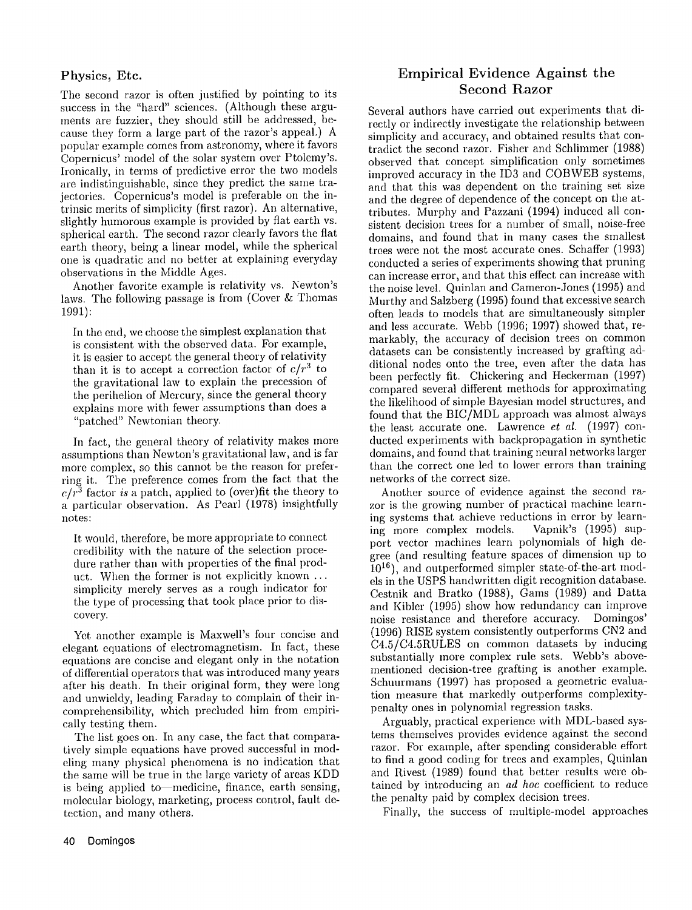### Physics, Etc.

The second razor is often justified by pointing to its success in the "hard" sciences. (Although these arguments are fuzzier, they should still be addressed, because they form a large part of the razor's appeal.) A popular example comes from astronomy, where it favors Copernicus' model of the solar system over Ptolemy's. Ironically, in terms of predictive error the two models are indistinguishable, since they predict the same trajectories. Copernicus's model is preferable on the intrinsic merits of simplicity (first razor). An alternative, slightly humorous example is provided by flat earth vs. spherical earth. The second razor clearly favors the flat earth theory, being a linear model, while the spherical one is quadratic and no better at explaining everyday observations in the Middle Ages.

Another favorite example is relativity vs. Newton's laws. The following passage is from (Cover & Thomas 1991):

> In the end, we choose the simplest explanation that is consistent with the observed data. For example, it is easier to accept the general theory of relativity than it is to accept a correction factor of $c/r^3$ to the gravitational law to explain the precession of the perihelion of Mercury, since the general theory explains more with fewer assumptions than does a "patched" Newtonian theory.

In fact, the general theory of relativity makes more assumptions than Newton's gravitational law, and is far more complex, so this cannot be the reason for preferring it. The preference comes from the fact that the $c/r^3$ factor *is* a patch, applied to (over)fit the theory to a particular observation. As Pearl (1978) insightfully notes:

> It would, therefore, be more appropriate to connect credibility with the nature of the selection procedure rather than with properties of the final product. When the former is not explicitly known ... simplicity merely serves as a rough indicator for the type of processing that took place prior to discovery.

Yet another example is Maxwell's four concise and elegant equations of electromagnetism. In fact, these equations are concise and elegant only in the notation of differential operators that was introduced many years after his death. In their original form, they were long and unwieldy, leading Faraday to complain of their incomprehensibility, which precluded him from empirically testing them.

The list goes on. In any case, the fact that comparatively simple equations have proved successful in modeling many physical phenomena is no indication that the same will be true in the large variety of areas KDD is being applied to—medicine, finance, earth sensing, molecular biology, marketing, process control, fault detection, and many others.

## Empirical Evidence Against the Second Razor

Several authors have carried out experiments that directly or indirectly investigate the relationship between simplicity and accuracy, and obtained results that contradict the second razor. Fisher and Schlimmer (1988) observed that concept simplification only sometimes improved accuracy in the ID3 and COBWEB systems, and that this was dependent on the training set size and the degree of dependence of the concept on the attributes. Murphy and Pazzani (1994) induced all consistent decision trees for a number of small, noise-free domains, and found that in many cases the smallest trees were not the most accurate ones. Schaffer (1993) conducted a series of experiments showing that pruning can increase error, and that this effect can increase with the noise level. Quinlan and Cameron-Jones (1995) and Murthy and Salzberg (1995) found that excessive search often leads to models that are simultaneously simpler and less accurate. Webb (1996; 1997) showed that, remarkably, the accuracy of decision trees on common datasets can be consistently increased by grafting additional nodes onto the tree, even after the data has been perfectly fit. Chickering and Heckerman (1997) compared several different methods for approximating the likelihood of simple Bayesian model structures, and found that the BIC/MDL approach was almost always the least accurate one. Lawrence *et al.* (1997) conducted experiments with backpropagation in synthetic domains, and found that training neural networks larger than the correct one led to lower errors than training networks of the correct size.

Another source of evidence against the second razor is the growing number of practical machine learning systems that achieve reductions in error by learning more complex models. Vapnik's (1995) support vector machines learn polynomials of high degree (and resulting feature spaces of dimension up to $10^{16}$), and outperformed simpler state-of-the-art models in the USPS handwritten digit recognition database. Cestnik and Bratko (1988), Gams (1989) and Datta and Kibler (1995) show how redundancy can improve noise resistance and therefore accuracy. Domingos' (1996) RISE system consistently outperforms CN2 and C4.5/C4.5RULES on common datasets by inducing substantially more complex rule sets. Webb's above-mentioned decision-tree grafting is another example. Schuurmans (1997) has proposed a geometric evaluation measure that markedly outperforms complexity-penalty ones in polynomial regression tasks.

Arguably, practical experience with MDL-based systems themselves provides evidence against the second razor. For example, after spending considerable effort to find a good coding for trees and examples, Quinlan and Rivest (1989) found that better results were obtained by introducing an *ad hoc* coefficient to reduce the penalty paid by complex decision trees.

Finally, the success of multiple-model approaches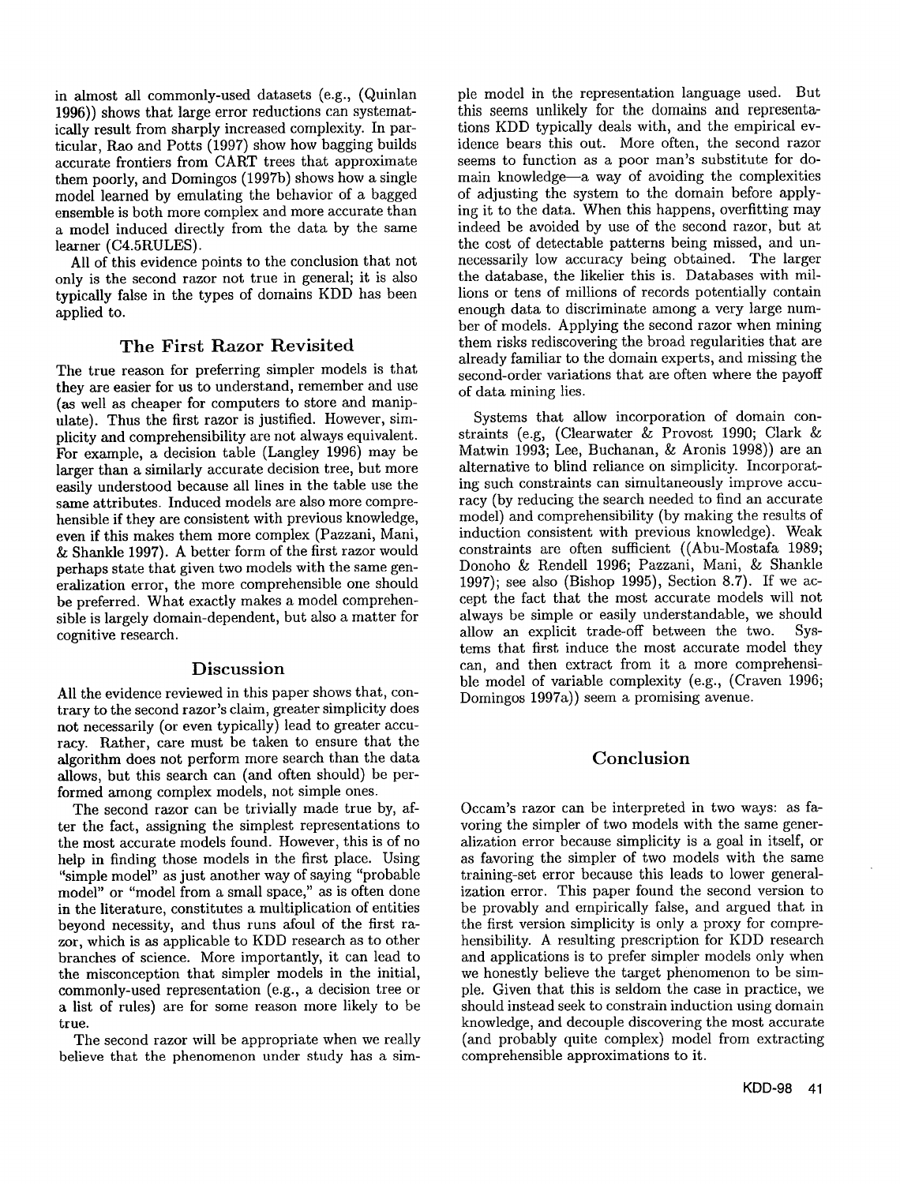in almost all commonly-used datasets (e.g., (Quinlan 1996)) shows that large error reductions can systematically result from sharply increased complexity. In particular, Rao and Potts (1997) show how bagging builds accurate frontiers from CART trees that approximate them poorly, and Domingos (1997b) shows how a single model learned by emulating the behavior of a bagged ensemble is both more complex and more accurate than a model induced directly from the data by the same learner (C4.5RULES).

All of this evidence points to the conclusion that not only is the second razor not true in general; it is also typically false in the types of domains KDD has been applied to.

## The First Razor Revisited

The true reason for preferring simpler models is that they are easier for us to understand, remember and use (as well as cheaper for computers to store and manipulate). Thus the first razor is justified. However, simplicity and comprehensibility are not always equivalent. For example, a decision table (Langley 1996) may be larger than a similarly accurate decision tree, but more easily understood because all lines in the table use the same attributes. Induced models are also more comprehensible if they are consistent with previous knowledge, even if this makes them more complex (Pazzani, Mani, & Shankle 1997). A better form of the first razor would perhaps state that given two models with the same generalization error, the more comprehensible one should be preferred. What exactly makes a model comprehensible is largely domain-dependent, but also a matter for cognitive research.

## Discussion

All the evidence reviewed in this paper shows that, contrary to the second razor's claim, greater simplicity does not necessarily (or even typically) lead to greater accuracy. Rather, care must be taken to ensure that the algorithm does not perform more search than the data allows, but this search can (and often should) be performed among complex models, not simple ones.

The second razor can be trivially made true by, after the fact, assigning the simplest representations to the most accurate models found. However, this is of no help in finding those models in the first place. Using "simple model" as just another way of saying "probable model" or "model from a small space," as is often done in the literature, constitutes a multiplication of entities beyond necessity, and thus runs afoul of the first razor, which is as applicable to KDD research as to other branches of science. More importantly, it can lead to the misconception that simpler models in the initial, commonly-used representation (e.g., a decision tree or a list of rules) are for some reason more likely to be true.

The second razor will be appropriate when we really believe that the phenomenon under study has a simple model in the representation language used. But this seems unlikely for the domains and representations KDD typically deals with, and the empirical evidence bears this out. More often, the second razor seems to function as a poor man's substitute for domain knowledge—a way of avoiding the complexities of adjusting the system to the domain before applying it to the data. When this happens, overfitting may indeed be avoided by use of the second razor, but at the cost of detectable patterns being missed, and unnecessarily low accuracy being obtained. The larger the database, the likelier this is. Databases with millions or tens of millions of records potentially contain enough data to discriminate among a very large number of models. Applying the second razor when mining them risks rediscovering the broad regularities that are already familiar to the domain experts, and missing the second-order variations that are often where the payoff of data mining lies.

Systems that allow incorporation of domain constraints (e.g, (Clearwater & Provost 1990; Clark & Matwin 1993; Lee, Buchanan, & Aronis 1998)) are an alternative to blind reliance on simplicity. Incorporating such constraints can simultaneously improve accuracy (by reducing the search needed to find an accurate model) and comprehensibility (by making the results of induction consistent with previous knowledge). Weak constraints are often sufficient ((Abu-Mostafa 1989; Donoho & Rendell 1996; Pazzani, Mani, & Shankle 1997); see also (Bishop 1995), Section 8.7). If we accept the fact that the most accurate models will not always be simple or easily understandable, we should allow an explicit trade-off between the two. Systems that first induce the most accurate model they can, and then extract from it a more comprehensible model of variable complexity (e.g., (Craven 1996; Domingos 1997a)) seem a promising avenue.

## Conclusion

Occam's razor can be interpreted in two ways: as favoring the simpler of two models with the same generalization error because simplicity is a goal in itself, or as favoring the simpler of two models with the same training-set error because this leads to lower generalization error. This paper found the second version to be provably and empirically false, and argued that in the first version simplicity is only a proxy for comprehensibility. A resulting prescription for KDD research and applications is to prefer simpler models only when we honestly believe the target phenomenon to be simple. Given that this is seldom the case in practice, we should instead seek to constrain induction using domain knowledge, and decouple discovering the most accurate (and probably quite complex) model from extracting comprehensible approximations to it.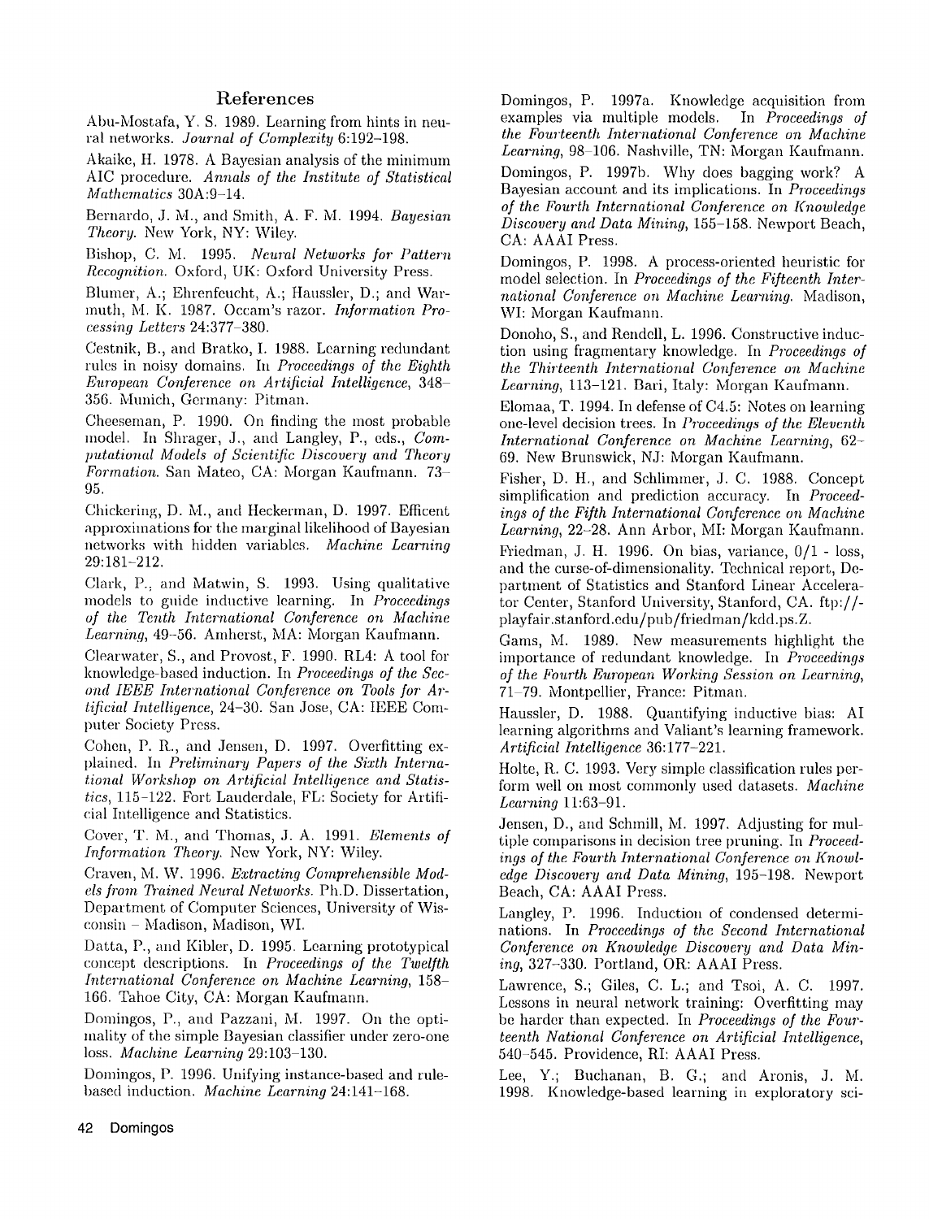## References

Abu-Mostafa, Y. S. 1989. Learning from hints in neural networks. *Journal of Complexity* 6:192–198.

Akaike, H. 1978. A Bayesian analysis of the minimum AIC procedure. *Annals of the Institute of Statistical Mathematics* 30A:9–14.

Bernardo, J. M., and Smith, A. F. M. 1994. *Bayesian Theory*. New York, NY: Wiley.

Bishop, C. M. 1995. *Neural Networks for Pattern Recognition*. Oxford, UK: Oxford University Press.

Blumer, A.; Ehrenfeucht, A.; Haussler, D.; and Warmuth, M. K. 1987. Occam's razor. *Information Processing Letters* 24:377–380.

Cestnik, B., and Bratko, I. 1988. Learning redundant rules in noisy domains. In *Proceedings of the Eighth European Conference on Artificial Intelligence*, 348–356. Munich, Germany: Pitman.

Cheeseman, P. 1990. On finding the most probable model. In Shrager, J., and Langley, P., eds., *Computational Models of Scientific Discovery and Theory Formation*. San Mateo, CA: Morgan Kaufmann. 73–95.

Chickering, D. M., and Heckerman, D. 1997. Efficent approximations for the marginal likelihood of Bayesian networks with hidden variables. *Machine Learning* 29:181–212.

Clark, P., and Matwin, S. 1993. Using qualitative models to guide inductive learning. In *Proceedings of the Tenth International Conference on Machine Learning*, 49–56. Amherst, MA: Morgan Kaufmann.

Clearwater, S., and Provost, F. 1990. RL4: A tool for knowledge-based induction. In *Proceedings of the Second IEEE International Conference on Tools for Artificial Intelligence*, 24–30. San Jose, CA: IEEE Computer Society Press.

Cohen, P. R., and Jensen, D. 1997. Overfitting explained. In *Preliminary Papers of the Sixth International Workshop on Artificial Intelligence and Statistics*, 115–122. Fort Lauderdale, FL: Society for Artificial Intelligence and Statistics.

Cover, T. M., and Thomas, J. A. 1991. *Elements of Information Theory*. New York, NY: Wiley.

Craven, M. W. 1996. *Extracting Comprehensible Models from Trained Neural Networks*. Ph.D. Dissertation, Department of Computer Sciences, University of Wisconsin – Madison, Madison, WI.

Datta, P., and Kibler, D. 1995. Learning prototypical concept descriptions. In *Proceedings of the Twelfth International Conference on Machine Learning*, 158–166. Tahoe City, CA: Morgan Kaufmann.

Domingos, P., and Pazzani, M. 1997. On the optimality of the simple Bayesian classifier under zero-one loss. *Machine Learning* 29:103–130.

Domingos, P. 1996. Unifying instance-based and rule-based induction. *Machine Learning* 24:141–168.

Domingos, P. 1997a. Knowledge acquisition from examples via multiple models. In *Proceedings of the Fourteenth International Conference on Machine Learning*, 98–106. Nashville, TN: Morgan Kaufmann.

Domingos, P. 1997b. Why does bagging work? A Bayesian account and its implications. In *Proceedings of the Fourth International Conference on Knowledge Discovery and Data Mining*, 155–158. Newport Beach, CA: AAAI Press.

Domingos, P. 1998. A process-oriented heuristic for model selection. In *Proceedings of the Fifteenth International Conference on Machine Learning*. Madison, WI: Morgan Kaufmann.

Donoho, S., and Rendell, L. 1996. Constructive induction using fragmentary knowledge. In *Proceedings of the Thirteenth International Conference on Machine Learning*, 113–121. Bari, Italy: Morgan Kaufmann.

Elomaa, T. 1994. In defense of C4.5: Notes on learning one-level decision trees. In *Proceedings of the Eleventh International Conference on Machine Learning*, 62–69. New Brunswick, NJ: Morgan Kaufmann.

Fisher, D. H., and Schlimmer, J. C. 1988. Concept simplification and prediction accuracy. In *Proceedings of the Fifth International Conference on Machine Learning*, 22–28. Ann Arbor, MI: Morgan Kaufmann.

Friedman, J. H. 1996. On bias, variance, 0/1 - loss, and the curse-of-dimensionality. Technical report, Department of Statistics and Stanford Linear Accelerator Center, Stanford University, Stanford, CA. ftp://-playfair.stanford.edu/pub/friedman/kdd.ps.Z.

Gams, M. 1989. New measurements highlight the importance of redundant knowledge. In *Proceedings of the Fourth European Working Session on Learning*, 71–79. Montpellier, France: Pitman.

Haussler, D. 1988. Quantifying inductive bias: AI learning algorithms and Valiant's learning framework. *Artificial Intelligence* 36:177–221.

Holte, R. C. 1993. Very simple classification rules perform well on most commonly used datasets. *Machine Learning* 11:63–91.

Jensen, D., and Schmill, M. 1997. Adjusting for multiple comparisons in decision tree pruning. In *Proceedings of the Fourth International Conference on Knowledge Discovery and Data Mining*, 195–198. Newport Beach, CA: AAAI Press.

Langley, P. 1996. Induction of condensed determinations. In *Proceedings of the Second International Conference on Knowledge Discovery and Data Mining*, 327–330. Portland, OR: AAAI Press.

Lawrence, S.; Giles, C. L.; and Tsoi, A. C. 1997. Lessons in neural network training: Overfitting may be harder than expected. In *Proceedings of the Fourteenth National Conference on Artificial Intelligence*, 540–545. Providence, RI: AAAI Press.

Lee, Y.; Buchanan, B. G.; and Aronis, J. M. 1998. Knowledge-based learning in exploratory sci-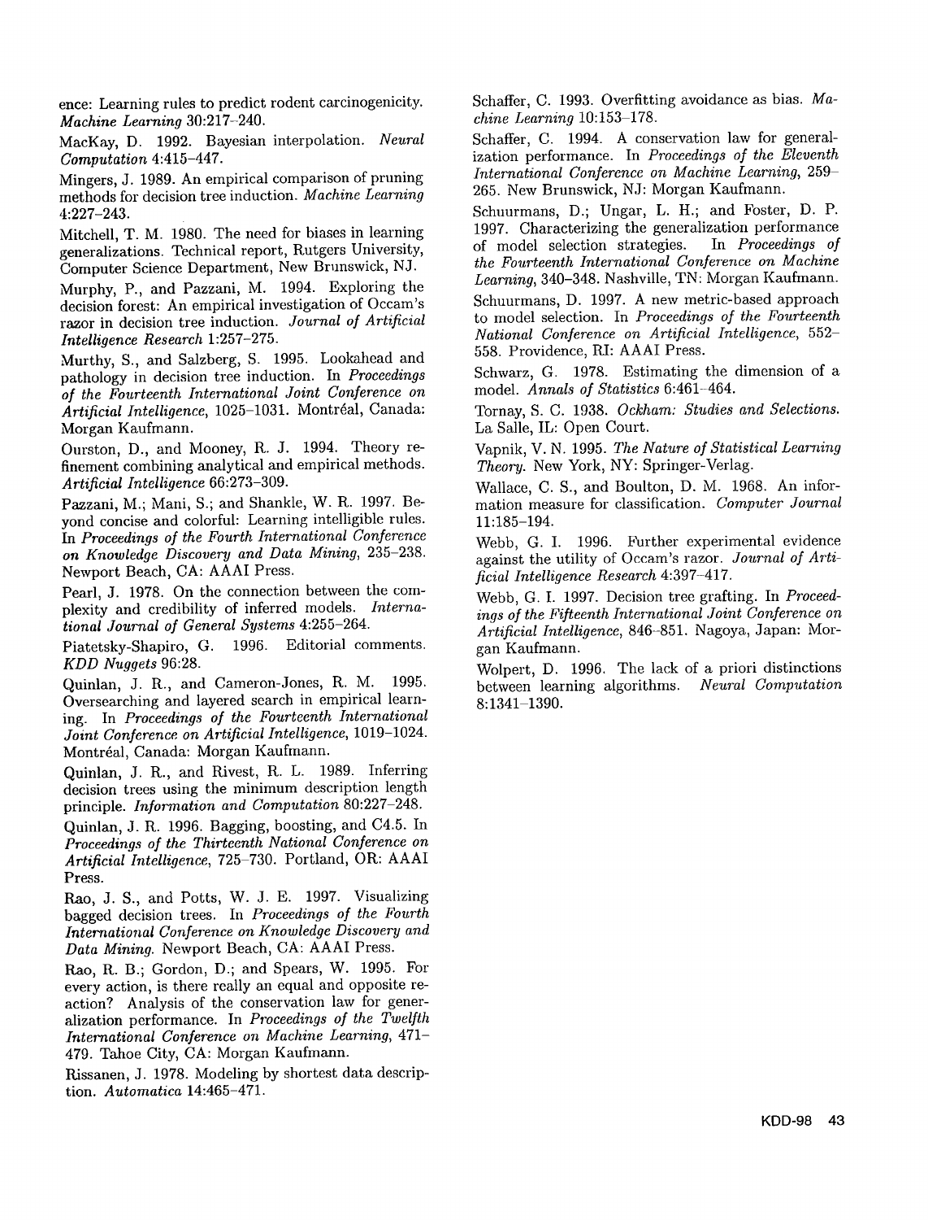ence: Learning rules to predict rodent carcinogenicity. *Machine Learning* 30:217–240.

MacKay, D. 1992. Bayesian interpolation. *Neural Computation* 4:415–447.

Mingers, J. 1989. An empirical comparison of pruning methods for decision tree induction. *Machine Learning* 4:227–243.

Mitchell, T. M. 1980. The need for biases in learning generalizations. Technical report, Rutgers University, Computer Science Department, New Brunswick, NJ.

Murphy, P., and Pazzani, M. 1994. Exploring the decision forest: An empirical investigation of Occam's razor in decision tree induction. *Journal of Artificial Intelligence Research* 1:257–275.

Murthy, S., and Salzberg, S. 1995. Lookahead and pathology in decision tree induction. In *Proceedings of the Fourteenth International Joint Conference on Artificial Intelligence*, 1025–1031. Montréal, Canada: Morgan Kaufmann.

Ourston, D., and Mooney, R. J. 1994. Theory refinement combining analytical and empirical methods. *Artificial Intelligence* 66:273–309.

Pazzani, M.; Mani, S.; and Shankle, W. R. 1997. Beyond concise and colorful: Learning intelligible rules. In *Proceedings of the Fourth International Conference on Knowledge Discovery and Data Mining*, 235–238. Newport Beach, CA: AAAI Press.

Pearl, J. 1978. On the connection between the complexity and credibility of inferred models. *International Journal of General Systems* 4:255–264.

Piatetsky-Shapiro, G. 1996. Editorial comments. *KDD Nuggets* 96:28.

Quinlan, J. R., and Cameron-Jones, R. M. 1995. Oversearching and layered search in empirical learning. In *Proceedings of the Fourteenth International Joint Conference on Artificial Intelligence*, 1019–1024. Montréal, Canada: Morgan Kaufmann.

Quinlan, J. R., and Rivest, R. L. 1989. Inferring decision trees using the minimum description length principle. *Information and Computation* 80:227–248.

Quinlan, J. R. 1996. Bagging, boosting, and C4.5. In *Proceedings of the Thirteenth National Conference on Artificial Intelligence*, 725–730. Portland, OR: AAAI Press.

Rao, J. S., and Potts, W. J. E. 1997. Visualizing bagged decision trees. In *Proceedings of the Fourth International Conference on Knowledge Discovery and Data Mining*. Newport Beach, CA: AAAI Press.

Rao, R. B.; Gordon, D.; and Spears, W. 1995. For every action, is there really an equal and opposite reaction? Analysis of the conservation law for generalization performance. In *Proceedings of the Twelfth International Conference on Machine Learning*, 471–479. Tahoe City, CA: Morgan Kaufmann.

Rissanen, J. 1978. Modeling by shortest data description. *Automatica* 14:465–471.

Schaffer, C. 1993. Overfitting avoidance as bias. *Machine Learning* 10:153–178.

Schaffer, C. 1994. A conservation law for generalization performance. In *Proceedings of the Eleventh International Conference on Machine Learning*, 259–265. New Brunswick, NJ: Morgan Kaufmann.

Schuurmans, D.; Ungar, L. H.; and Foster, D. P. 1997. Characterizing the generalization performance of model selection strategies. In *Proceedings of the Fourteenth International Conference on Machine Learning*, 340–348. Nashville, TN: Morgan Kaufmann.

Schuurmans, D. 1997. A new metric-based approach to model selection. In *Proceedings of the Fourteenth National Conference on Artificial Intelligence*, 552–558. Providence, RI: AAAI Press.

Schwarz, G. 1978. Estimating the dimension of a model. *Annals of Statistics* 6:461–464.

Tornay, S. C. 1938. *Ockham: Studies and Selections*. La Salle, IL: Open Court.

Vapnik, V. N. 1995. *The Nature of Statistical Learning Theory*. New York, NY: Springer-Verlag.

Wallace, C. S., and Boulton, D. M. 1968. An information measure for classification. *Computer Journal* 11:185–194.

Webb, G. I. 1996. Further experimental evidence against the utility of Occam's razor. *Journal of Artificial Intelligence Research* 4:397–417.

Webb, G. I. 1997. Decision tree grafting. In *Proceedings of the Fifteenth International Joint Conference on Artificial Intelligence*, 846–851. Nagoya, Japan: Morgan Kaufmann.

Wolpert, D. 1996. The lack of a priori distinctions between learning algorithms. *Neural Computation* 8:1341–1390.